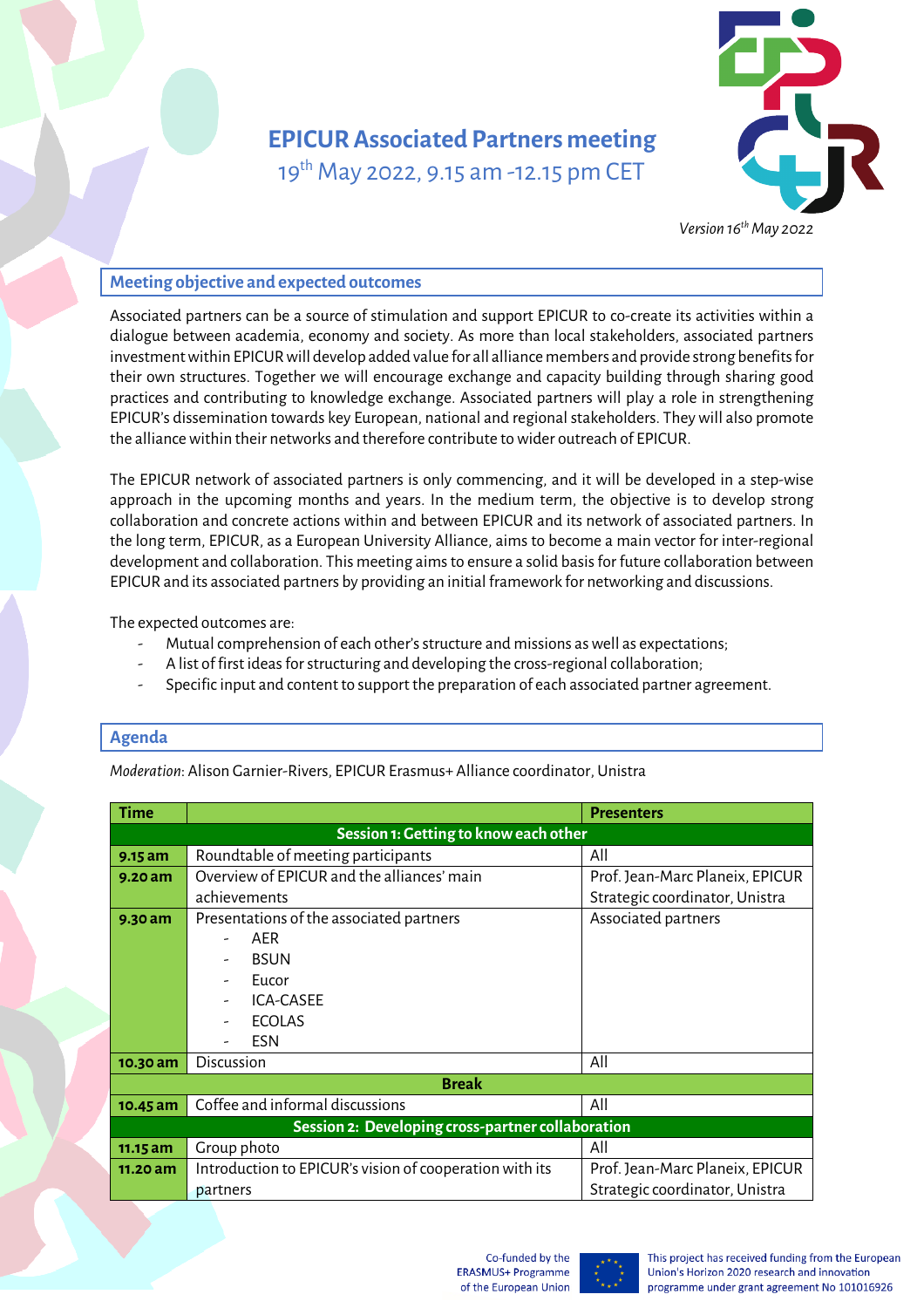# EPICUR Associated Partners meeting

19th May 2022, 9.15 am -12.15 pm CET

*Version 16th May 2022*

## Meeting objective and expected outcomes

Associated partners can be a source of stimulation and support EPICUR to co-create its activities within a dialogue between academia, economy and society. As more than local stakeholders, associated partners investment within EPICUR will develop added value for all alliance members and provide strong benefits for their own structures. Together we will encourage exchange and capacity building through sharing good practices and contributing to knowledge exchange. Associated partners will play a role in strengthening EPICUR's dissemination towards key European, national and regional stakeholders. They will also promote the alliance within their networks and therefore contribute to wider outreach of EPICUR.

The EPICUR network of associated partners is only commencing, and it will be developed in a step-wise approach in the upcoming months and years. In the medium term, the objective is to develop strong collaboration and concrete actions within and between EPICUR and its network of associated partners. In the long term, EPICUR, as a European University Alliance, aims to become a main vector for inter-regional development and collaboration. This meeting aims to ensure a solid basis for future collaboration between EPICUR and its associated partners by providing an initial framework for networking and discussions.

The expected outcomes are:

- Mutual comprehension of each other's structure and missions as well as expectations;
- A list of first ideas for structuring and developing the cross-regional collaboration;
- Specific input and content to support the preparation of each associated partner agreement.

## Agenda

*Moderation*: Alison Garnier-Rivers, EPICUR Erasmus+ Alliance coordinator, Unistra

| Time | | Presenters |
|---|---|---|
| **Session 1: Getting to know each other** | | |
| **9.15 am** | Roundtable of meeting participants | All |
| **9.20 am** | Overview of EPICUR and the alliances' main achievements | Prof. Jean-Marc Planeix, EPICUR Strategic coordinator, Unistra |
| **9.30 am** | Presentations of the associated partners<br>- AER<br>- BSUN<br>- Eucor<br>- ICA-CASEE<br>- ECOLAS<br>- ESN | Associated partners |
| **10.30 am** | Discussion | All |
| **Break** | | |
| **10.45 am** | Coffee and informal discussions | All |
| **Session 2: Developing cross-partner collaboration** | | |
| **11.15 am** | Group photo | All |
| **11.20 am** | Introduction to EPICUR's vision of cooperation with its partners | Prof. Jean-Marc Planeix, EPICUR Strategic coordinator, Unistra |

Co-funded by the ERASMUS+ Programme of the European Union

This project has received funding from the European Union's Horizon 2020 research and innovation programme under grant agreement No 101016926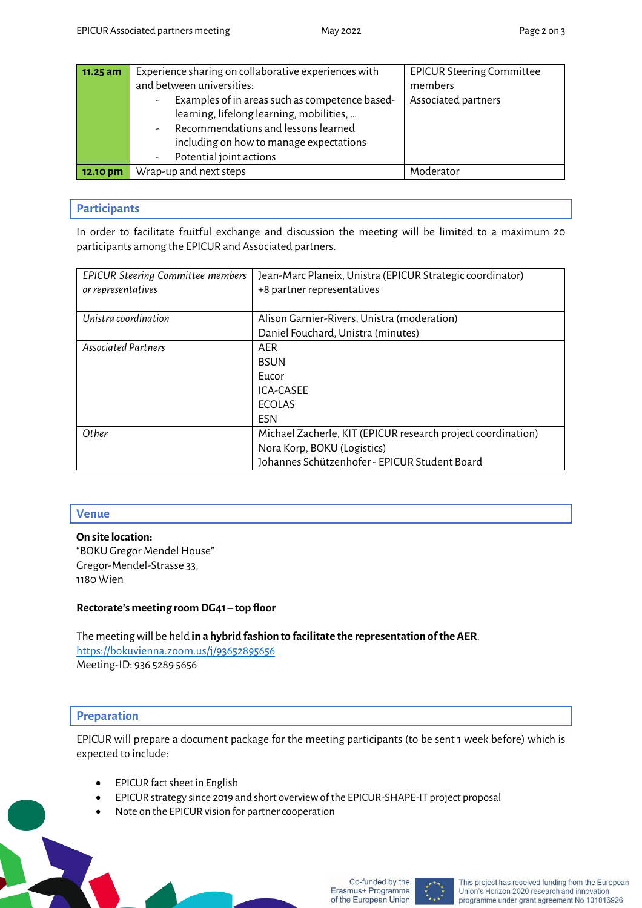| 11.25 am | Experience sharing on collaborative experiences with and between universities:<br>- Examples of in areas such as competence based-learning, lifelong learning, mobilities, …<br>- Recommendations and lessons learned including on how to manage expectations<br>- Potential joint actions | EPICUR Steering Committee members<br>Associated partners |
|---|---|---|
| **12.10 pm** | Wrap-up and next steps | Moderator |

## Participants

In order to facilitate fruitful exchange and discussion the meeting will be limited to a maximum 20 participants among the EPICUR and Associated partners.

| *EPICUR Steering Committee members or representatives* | Jean-Marc Planeix, Unistra (EPICUR Strategic coordinator)<br>+8 partner representatives |
|---|---|
| *Unistra coordination* | Alison Garnier-Rivers, Unistra (moderation)<br>Daniel Fouchard, Unistra (minutes) |
| *Associated Partners* | AER<br>BSUN<br>Eucor<br>ICA-CASEE<br>ECOLAS<br>ESN |
| *Other* | Michael Zacherle, KIT (EPICUR research project coordination)<br>Nora Korp, BOKU (Logistics)<br>Johannes Schützenhofer - EPICUR Student Board |

## Venue

**On site location:**
"BOKU Gregor Mendel House"
Gregor-Mendel-Strasse 33,
1180 Wien

**Rectorate's meeting room DG41 – top floor**

The meeting will be held **in a hybrid fashion to facilitate the representation of the AER**.
https://bokuvienna.zoom.us/j/93652895656
Meeting-ID: 936 5289 5656

## Preparation

EPICUR will prepare a document package for the meeting participants (to be sent 1 week before) which is expected to include:

- EPICUR fact sheet in English
- EPICUR strategy since 2019 and short overview of the EPICUR-SHAPE-IT project proposal
- Note on the EPICUR vision for partner cooperation

Co-funded by the Erasmus+ Programme of the European Union

This project has received funding from the European Union's Horizon 2020 research and innovation programme under grant agreement No 101016926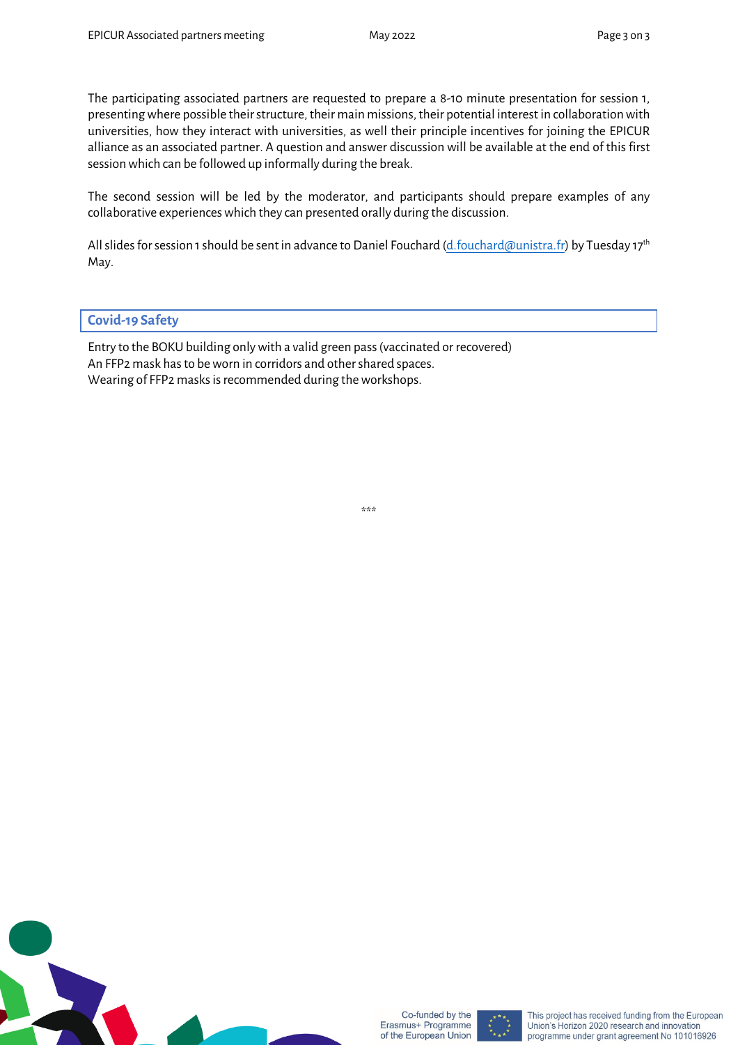The participating associated partners are requested to prepare a 8-10 minute presentation for session 1, presenting where possible their structure, their main missions, their potential interest in collaboration with universities, how they interact with universities, as well their principle incentives for joining the EPICUR alliance as an associated partner. A question and answer discussion will be available at the end of this first session which can be followed up informally during the break.

The second session will be led by the moderator, and participants should prepare examples of any collaborative experiences which they can presented orally during the discussion.

All slides for session 1 should be sent in advance to Daniel Fouchard (d.fouchard@unistra.fr) by Tuesday 17th May.

## Covid-19 Safety

Entry to the BOKU building only with a valid green pass (vaccinated or recovered)
An FFP2 mask has to be worn in corridors and other shared spaces.
Wearing of FFP2 masks is recommended during the workshops.

\*\*\*

Co-funded by the Erasmus+ Programme of the European Union

This project has received funding from the European Union's Horizon 2020 research and innovation programme under grant agreement No 101016926